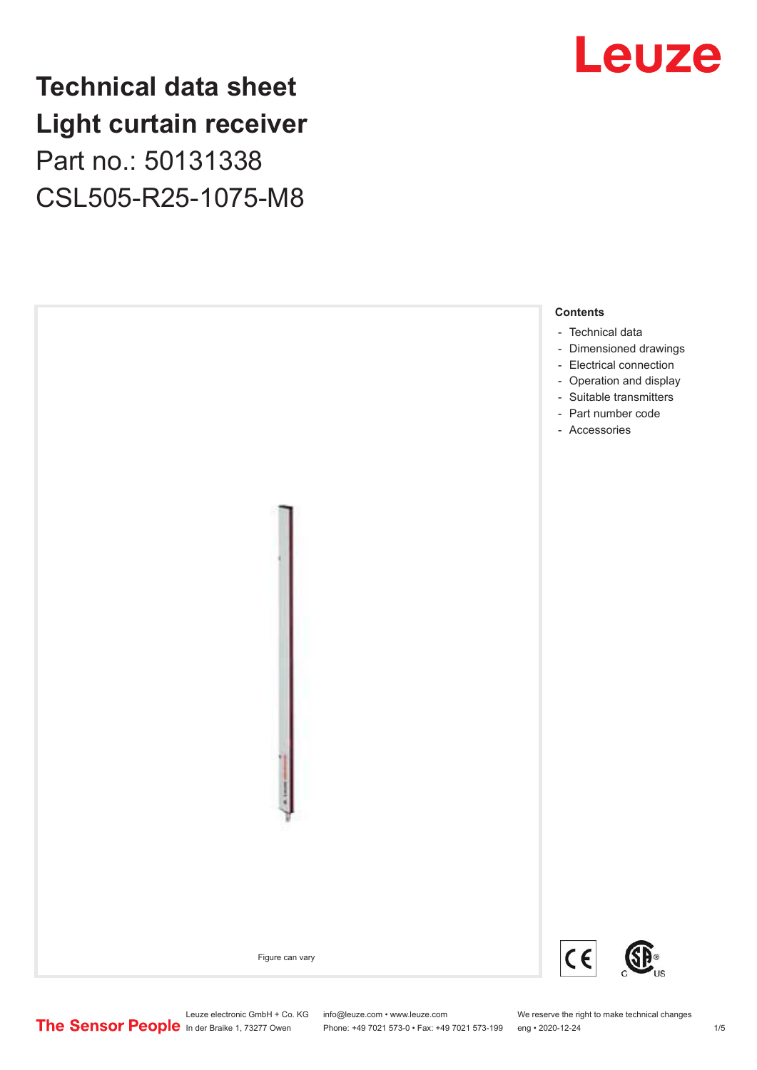# Technical data sheet
# Light curtain receiver

Part no.: 50131338

CSL505-R25-1075-M8

Figure can vary

**Contents**

- Technical data
- Dimensioned drawings
- Electrical connection
- Operation and display
- Suitable transmitters
- Part number code
- Accessories

Leuze electronic GmbH + Co. KG
In der Braike 1, 73277 Owen

info@leuze.com • www.leuze.com
Phone: +49 7021 573-0 • Fax: +49 7021 573-199

We reserve the right to make technical changes
eng • 2020-12-24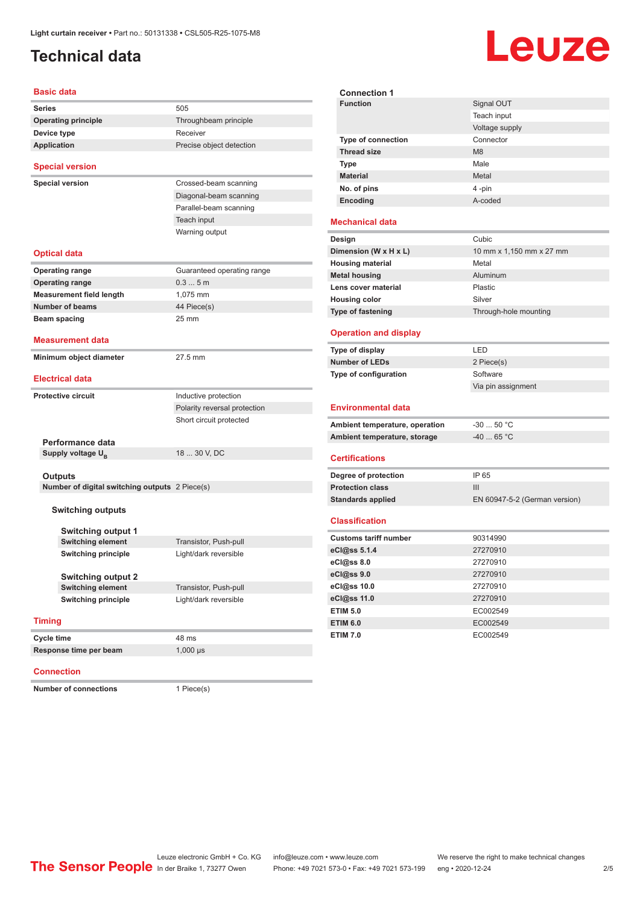Light curtain receiver • Part no.: 50131338 • CSL505-R25-1075-M8

# Technical data

## Basic data

| | |
|---|---|
| Series | 505 |
| Operating principle | Throughbeam principle |
| Device type | Receiver |
| Application | Precise object detection |

## Special version

| | |
|---|---|
| Special version | Crossed-beam scanning |
| | Diagonal-beam scanning |
| | Parallel-beam scanning |
| | Teach input |
| | Warning output |

## Optical data

| | |
|---|---|
| Operating range | Guaranteed operating range |
| Operating range | 0.3 ... 5 m |
| Measurement field length | 1,075 mm |
| Number of beams | 44 Piece(s) |
| Beam spacing | 25 mm |

## Measurement data

| | |
|---|---|
| Minimum object diameter | 27.5 mm |

## Electrical data

| | |
|---|---|
| Protective circuit | Inductive protection |
| | Polarity reversal protection |
| | Short circuit protected |

### Performance data

| | |
|---|---|
| Supply voltage $U_B$ | 18 ... 30 V, DC |

### Outputs

| | |
|---|---|
| Number of digital switching outputs | 2 Piece(s) |

#### Switching outputs

##### Switching output 1

| | |
|---|---|
| Switching element | Transistor, Push-pull |
| Switching principle | Light/dark reversible |

##### Switching output 2

| | |
|---|---|
| Switching element | Transistor, Push-pull |
| Switching principle | Light/dark reversible |

## Timing

| | |
|---|---|
| Cycle time | 48 ms |
| Response time per beam | 1,000 µs |

## Connection

| | |
|---|---|
| Number of connections | 1 Piece(s) |

### Connection 1

| | |
|---|---|
| Function | Signal OUT |
| | Teach input |
| | Voltage supply |
| Type of connection | Connector |
| Thread size | M8 |
| Type | Male |
| Material | Metal |
| No. of pins | 4 -pin |
| Encoding | A-coded |

## Mechanical data

| | |
|---|---|
| Design | Cubic |
| Dimension (W x H x L) | 10 mm x 1,150 mm x 27 mm |
| Housing material | Metal |
| Metal housing | Aluminum |
| Lens cover material | Plastic |
| Housing color | Silver |
| Type of fastening | Through-hole mounting |

## Operation and display

| | |
|---|---|
| Type of display | LED |
| Number of LEDs | 2 Piece(s) |
| Type of configuration | Software |
| | Via pin assignment |

## Environmental data

| | |
|---|---|
| Ambient temperature, operation | -30 ... 50 °C |
| Ambient temperature, storage | -40 ... 65 °C |

## Certifications

| | |
|---|---|
| Degree of protection | IP 65 |
| Protection class | III |
| Standards applied | EN 60947-5-2 (German version) |

## Classification

| | |
|---|---|
| Customs tariff number | 90314990 |
| eCl@ss 5.1.4 | 27270910 |
| eCl@ss 8.0 | 27270910 |
| eCl@ss 9.0 | 27270910 |
| eCl@ss 10.0 | 27270910 |
| eCl@ss 11.0 | 27270910 |
| ETIM 5.0 | EC002549 |
| ETIM 6.0 | EC002549 |
| ETIM 7.0 | EC002549 |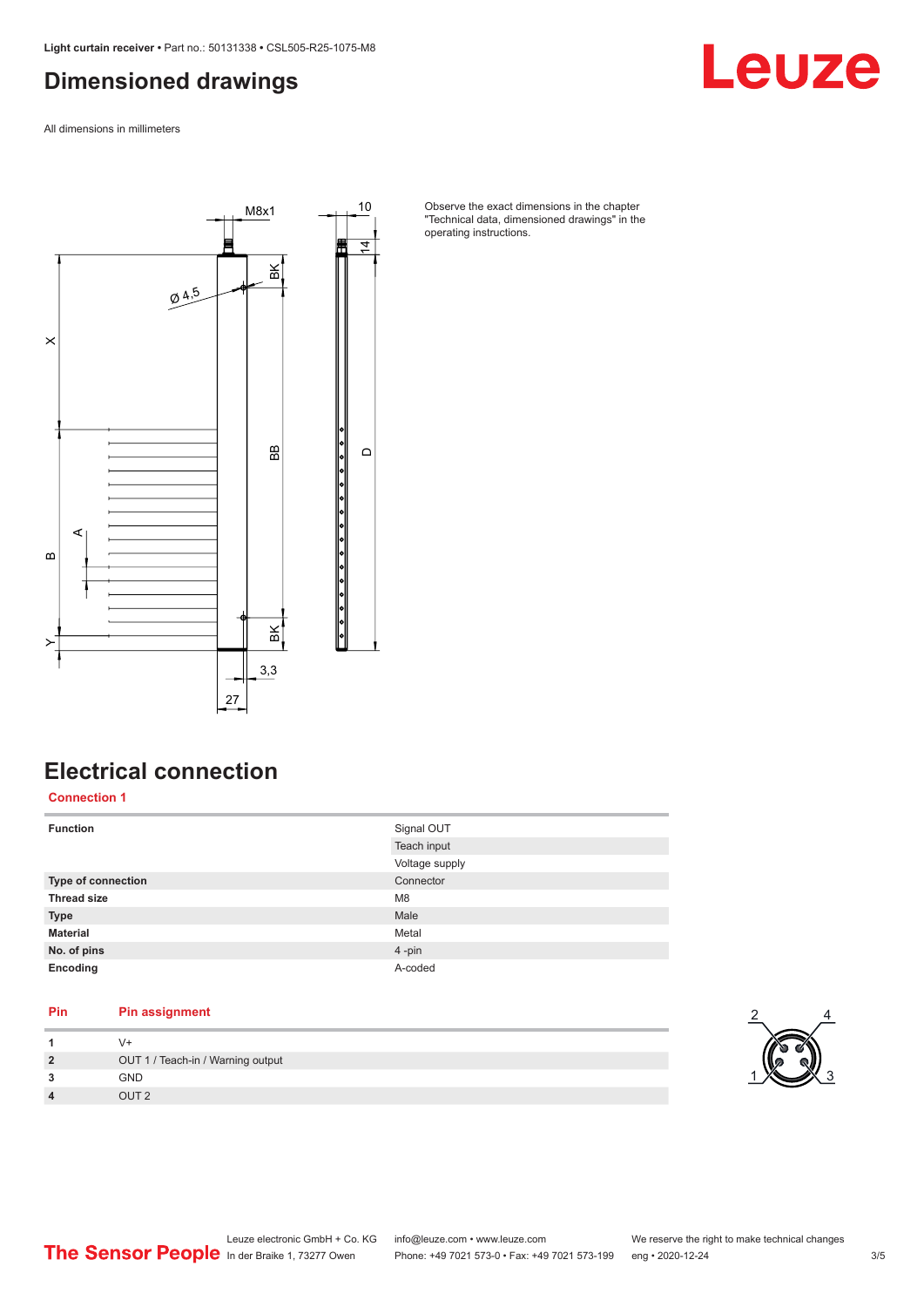# Dimensioned drawings

All dimensions in millimeters

M8x1
10
14
Ø 4,5
BK
X
BB
D
A
B
BK
Y
3,3
27

Observe the exact dimensions in the chapter "Technical data, dimensioned drawings" in the operating instructions.

# Electrical connection

## Connection 1

| | |
|---|---|
| **Function** | Signal OUT |
| | Teach input |
| | Voltage supply |
| **Type of connection** | Connector |
| **Thread size** | M8 |
| **Type** | Male |
| **Material** | Metal |
| **No. of pins** | 4 -pin |
| **Encoding** | A-coded |

| Pin | Pin assignment |
|---|---|
| 1 | V+ |
| 2 | OUT 1 / Teach-in / Warning output |
| 3 | GND |
| 4 | OUT 2 |

2
4
1
3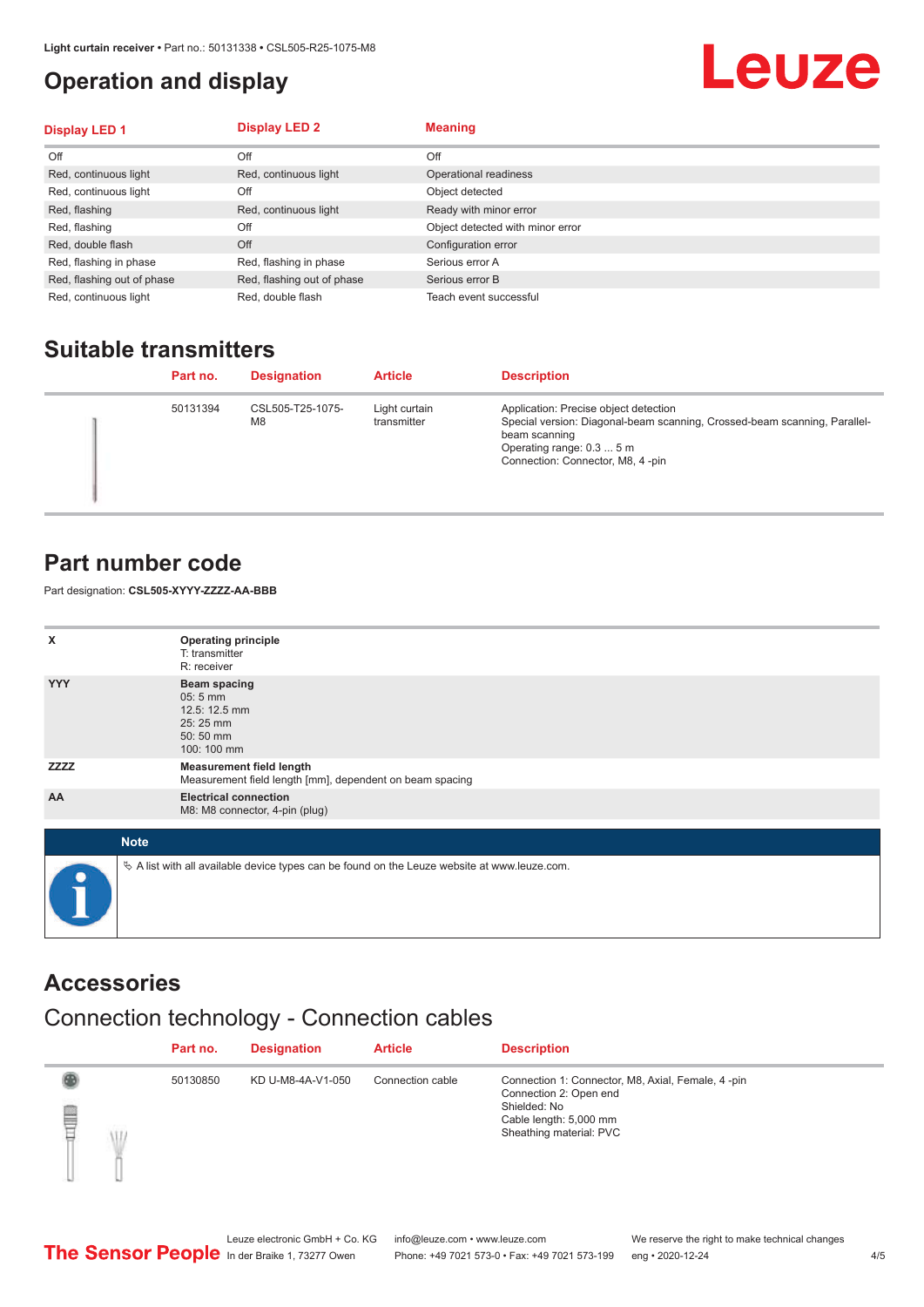# Operation and display

| Display LED 1 | Display LED 2 | Meaning |
|---|---|---|
| Off | Off | Off |
| Red, continuous light | Red, continuous light | Operational readiness |
| Red, continuous light | Off | Object detected |
| Red, flashing | Red, continuous light | Ready with minor error |
| Red, flashing | Off | Object detected with minor error |
| Red, double flash | Off | Configuration error |
| Red, flashing in phase | Red, flashing in phase | Serious error A |
| Red, flashing out of phase | Red, flashing out of phase | Serious error B |
| Red, continuous light | Red, double flash | Teach event successful |

## Suitable transmitters

| Part no. | Designation | Article | Description |
|---|---|---|---|
| 50131394 | CSL505-T25-1075-M8 | Light curtain transmitter | Application: Precise object detection<br>Special version: Diagonal-beam scanning, Crossed-beam scanning, Parallel-beam scanning<br>Operating range: 0.3 ... 5 m<br>Connection: Connector, M8, 4 -pin |

## Part number code

Part designation: **CSL505-XYYY-ZZZZ-AA-BBB**

| | |
|---|---|
| X | **Operating principle**<br>T: transmitter<br>R: receiver |
| YYY | **Beam spacing**<br>05: 5 mm<br>12.5: 12.5 mm<br>25: 25 mm<br>50: 50 mm<br>100: 100 mm |
| ZZZZ | **Measurement field length**<br>Measurement field length [mm], dependent on beam spacing |
| AA | **Electrical connection**<br>M8: M8 connector, 4-pin (plug) |

**Note**

A list with all available device types can be found on the Leuze website at www.leuze.com.

## Accessories

### Connection technology - Connection cables

| Part no. | Designation | Article | Description |
|---|---|---|---|
| 50130850 | KD U-M8-4A-V1-050 | Connection cable | Connection 1: Connector, M8, Axial, Female, 4 -pin<br>Connection 2: Open end<br>Shielded: No<br>Cable length: 5,000 mm<br>Sheathing material: PVC |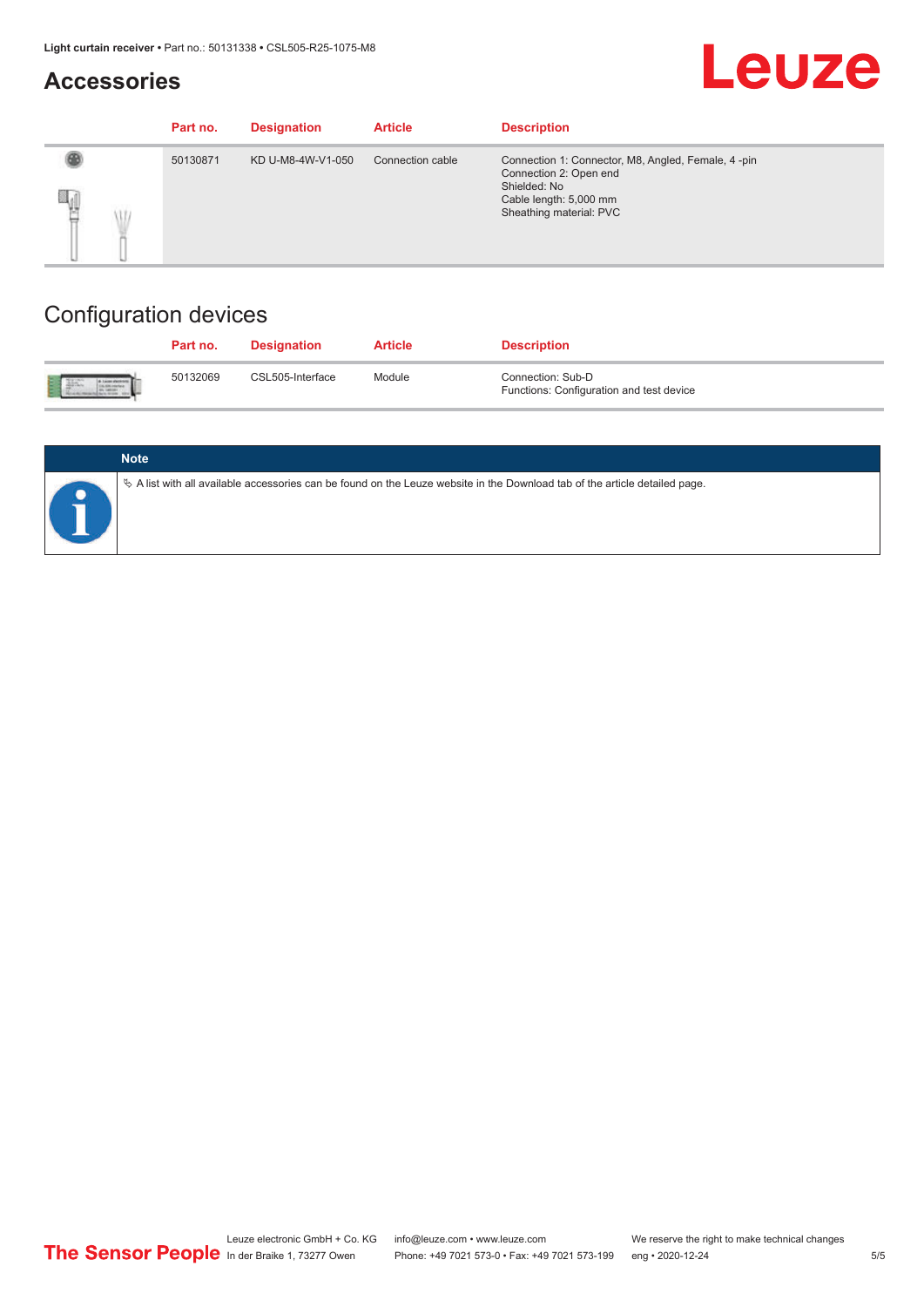## Accessories

| | Part no. | Designation | Article | Description |
|---|---|---|---|---|
| | 50130871 | KD U-M8-4W-V1-050 | Connection cable | Connection 1: Connector, M8, Angled, Female, 4 -pin<br>Connection 2: Open end<br>Shielded: No<br>Cable length: 5,000 mm<br>Sheathing material: PVC |

## Configuration devices

| | Part no. | Designation | Article | Description |
|---|---|---|---|---|
| | 50132069 | CSL505-Interface | Module | Connection: Sub-D<br>Functions: Configuration and test device |

**Note**

↳ A list with all available accessories can be found on the Leuze website in the Download tab of the article detailed page.